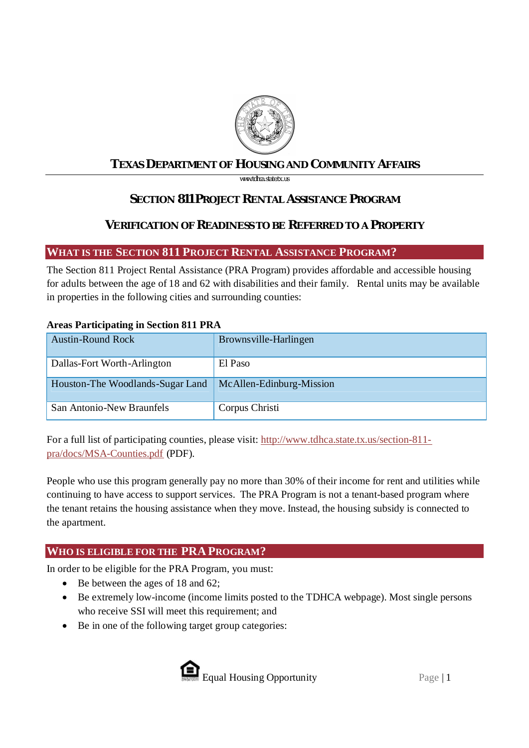# Texas Department of Housing and Community Affairs

www.tdhca.state.tx.us

## Section 811 Project Rental Assistance Program

## Verification of Readiness to be Referred to a Property

### What is the Section 811 Project Rental Assistance Program?

The Section 811 Project Rental Assistance (PRA Program) provides affordable and accessible housing for adults between the age of 18 and 62 with disabilities and their family. Rental units may be available in properties in the following cities and surrounding counties:

**Areas Participating in Section 811 PRA**

| | |
|---|---|
| Austin-Round Rock | Brownsville-Harlingen |
| Dallas-Fort Worth-Arlington | El Paso |
| Houston-The Woodlands-Sugar Land | McAllen-Edinburg-Mission |
| San Antonio-New Braunfels | Corpus Christi |

For a full list of participating counties, please visit: http://www.tdhca.state.tx.us/section-811-pra/docs/MSA-Counties.pdf (PDF).

People who use this program generally pay no more than 30% of their income for rent and utilities while continuing to have access to support services. The PRA Program is not a tenant-based program where the tenant retains the housing assistance when they move. Instead, the housing subsidy is connected to the apartment.

### Who is eligible for the PRA Program?

In order to be eligible for the PRA Program, you must:

- Be between the ages of 18 and 62;
- Be extremely low-income (income limits posted to the TDHCA webpage). Most single persons who receive SSI will meet this requirement; and
- Be in one of the following target group categories:

Equal Housing Opportunity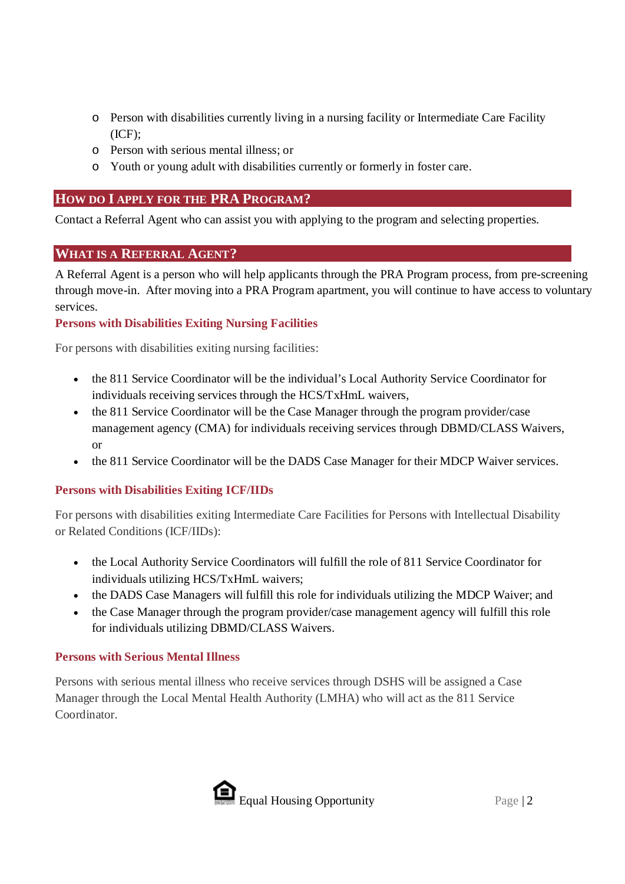- Person with disabilities currently living in a nursing facility or Intermediate Care Facility (ICF);
- Person with serious mental illness; or
- Youth or young adult with disabilities currently or formerly in foster care.

## How do I apply for the PRA Program?

Contact a Referral Agent who can assist you with applying to the program and selecting properties.

## What is a Referral Agent?

A Referral Agent is a person who will help applicants through the PRA Program process, from pre-screening through move-in. After moving into a PRA Program apartment, you will continue to have access to voluntary services.

### Persons with Disabilities Exiting Nursing Facilities

For persons with disabilities exiting nursing facilities:

- the 811 Service Coordinator will be the individual's Local Authority Service Coordinator for individuals receiving services through the HCS/TxHmL waivers,
- the 811 Service Coordinator will be the Case Manager through the program provider/case management agency (CMA) for individuals receiving services through DBMD/CLASS Waivers, or
- the 811 Service Coordinator will be the DADS Case Manager for their MDCP Waiver services.

### Persons with Disabilities Exiting ICF/IIDs

For persons with disabilities exiting Intermediate Care Facilities for Persons with Intellectual Disability or Related Conditions (ICF/IIDs):

- the Local Authority Service Coordinators will fulfill the role of 811 Service Coordinator for individuals utilizing HCS/TxHmL waivers;
- the DADS Case Managers will fulfill this role for individuals utilizing the MDCP Waiver; and
- the Case Manager through the program provider/case management agency will fulfill this role for individuals utilizing DBMD/CLASS Waivers.

### Persons with Serious Mental Illness

Persons with serious mental illness who receive services through DSHS will be assigned a Case Manager through the Local Mental Health Authority (LMHA) who will act as the 811 Service Coordinator.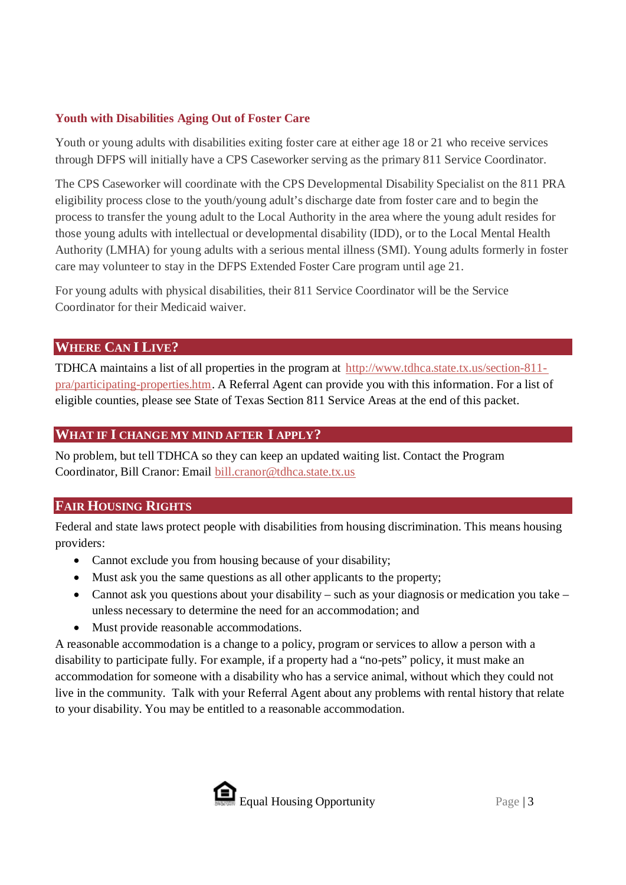### Youth with Disabilities Aging Out of Foster Care

Youth or young adults with disabilities exiting foster care at either age 18 or 21 who receive services through DFPS will initially have a CPS Caseworker serving as the primary 811 Service Coordinator.

The CPS Caseworker will coordinate with the CPS Developmental Disability Specialist on the 811 PRA eligibility process close to the youth/young adult's discharge date from foster care and to begin the process to transfer the young adult to the Local Authority in the area where the young adult resides for those young adults with intellectual or developmental disability (IDD), or to the Local Mental Health Authority (LMHA) for young adults with a serious mental illness (SMI). Young adults formerly in foster care may volunteer to stay in the DFPS Extended Foster Care program until age 21.

For young adults with physical disabilities, their 811 Service Coordinator will be the Service Coordinator for their Medicaid waiver.

## Where Can I Live?

TDHCA maintains a list of all properties in the program at [http://www.tdhca.state.tx.us/section-811-pra/participating-properties.htm](http://www.tdhca.state.tx.us/section-811-pra/participating-properties.htm). A Referral Agent can provide you with this information. For a list of eligible counties, please see State of Texas Section 811 Service Areas at the end of this packet.

## What if I change my mind after I apply?

No problem, but tell TDHCA so they can keep an updated waiting list. Contact the Program Coordinator, Bill Cranor: Email [bill.cranor@tdhca.state.tx.us](mailto:bill.cranor@tdhca.state.tx.us)

## Fair Housing Rights

Federal and state laws protect people with disabilities from housing discrimination. This means housing providers:

- Cannot exclude you from housing because of your disability;
- Must ask you the same questions as all other applicants to the property;
- Cannot ask you questions about your disability – such as your diagnosis or medication you take – unless necessary to determine the need for an accommodation; and
- Must provide reasonable accommodations.

A reasonable accommodation is a change to a policy, program or services to allow a person with a disability to participate fully. For example, if a property had a "no-pets" policy, it must make an accommodation for someone with a disability who has a service animal, without which they could not live in the community. Talk with your Referral Agent about any problems with rental history that relate to your disability. You may be entitled to a reasonable accommodation.

Equal Housing Opportunity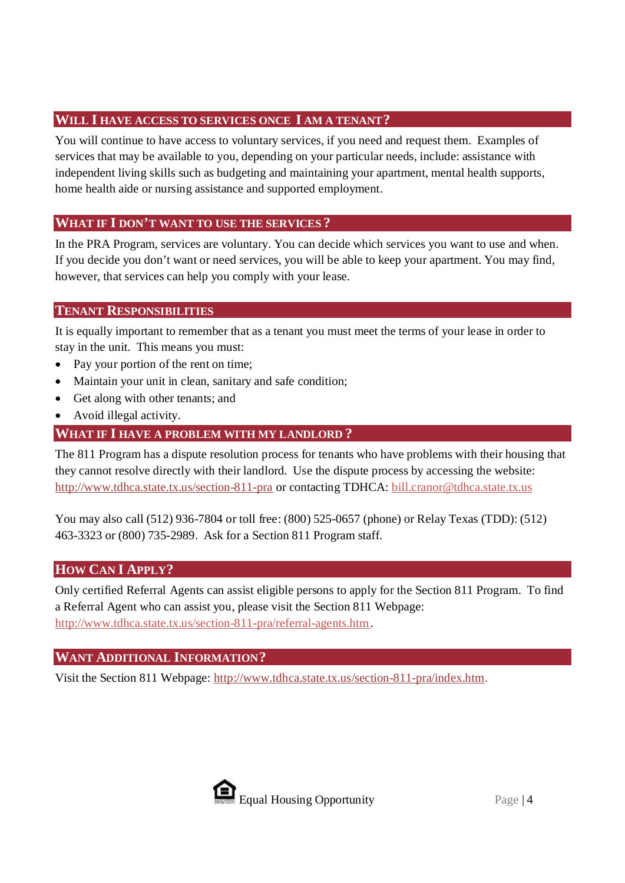## Will I have access to services once I am a tenant?

You will continue to have access to voluntary services, if you need and request them. Examples of services that may be available to you, depending on your particular needs, include: assistance with independent living skills such as budgeting and maintaining your apartment, mental health supports, home health aide or nursing assistance and supported employment.

## What if I don't want to use the services?

In the PRA Program, services are voluntary. You can decide which services you want to use and when. If you decide you don't want or need services, you will be able to keep your apartment. You may find, however, that services can help you comply with your lease.

## Tenant Responsibilities

It is equally important to remember that as a tenant you must meet the terms of your lease in order to stay in the unit. This means you must:

- Pay your portion of the rent on time;
- Maintain your unit in clean, sanitary and safe condition;
- Get along with other tenants; and
- Avoid illegal activity.

## What if I have a problem with my landlord?

The 811 Program has a dispute resolution process for tenants who have problems with their housing that they cannot resolve directly with their landlord. Use the dispute process by accessing the website: http://www.tdhca.state.tx.us/section-811-pra or contacting TDHCA: bill.cranor@tdhca.state.tx.us

You may also call (512) 936-7804 or toll free: (800) 525-0657 (phone) or Relay Texas (TDD): (512) 463-3323 or (800) 735-2989. Ask for a Section 811 Program staff.

## How Can I Apply?

Only certified Referral Agents can assist eligible persons to apply for the Section 811 Program. To find a Referral Agent who can assist you, please visit the Section 811 Webpage: http://www.tdhca.state.tx.us/section-811-pra/referral-agents.htm.

## Want Additional Information?

Visit the Section 811 Webpage: http://www.tdhca.state.tx.us/section-811-pra/index.htm.

Equal Housing Opportunity